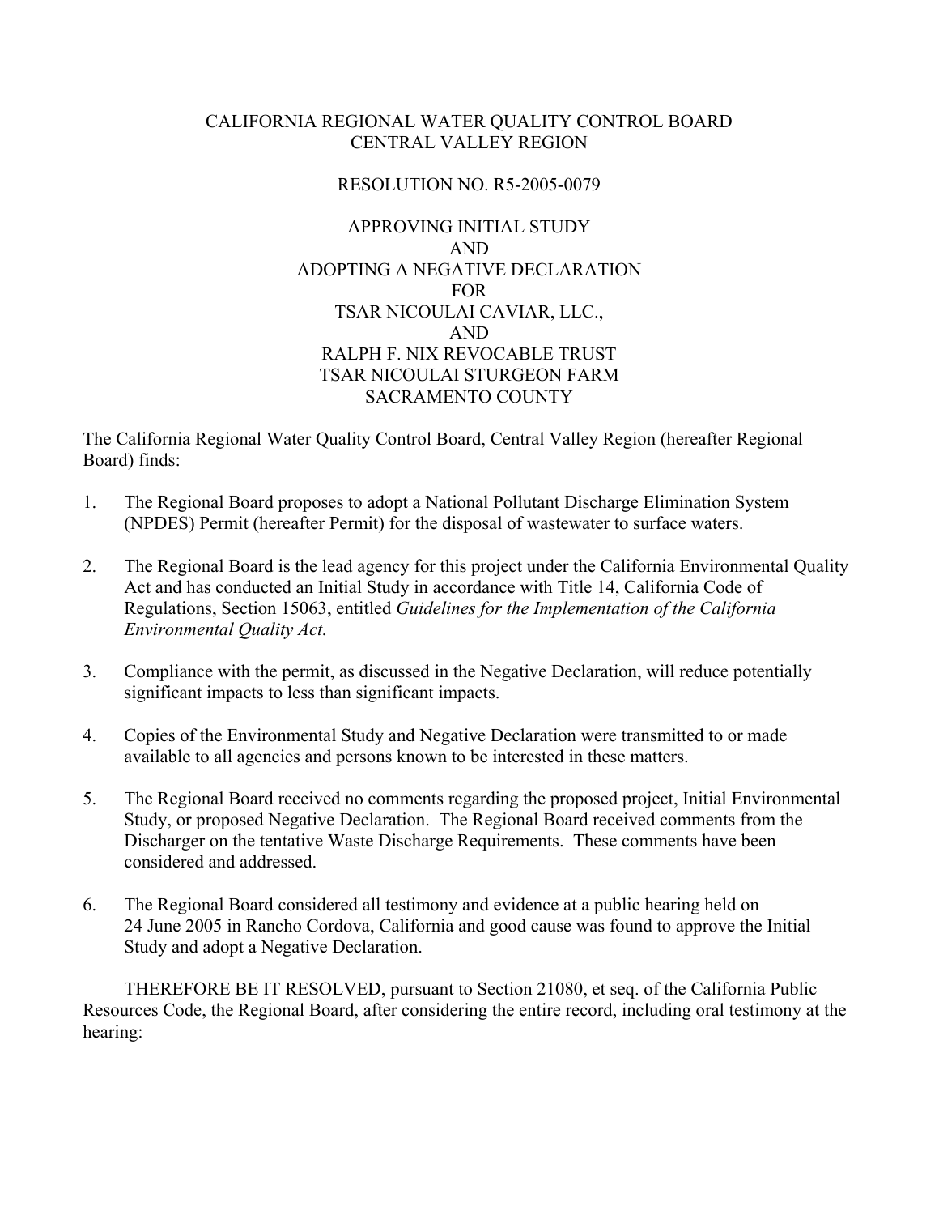# CALIFORNIA REGIONAL WATER QUALITY CONTROL BOARD
# CENTRAL VALLEY REGION

## RESOLUTION NO. R5-2005-0079

## APPROVING INITIAL STUDY
## AND
## ADOPTING A NEGATIVE DECLARATION
## FOR
## TSAR NICOULAI CAVIAR, LLC.,
## AND
## RALPH F. NIX REVOCABLE TRUST
## TSAR NICOULAI STURGEON FARM
## SACRAMENTO COUNTY

The California Regional Water Quality Control Board, Central Valley Region (hereafter Regional Board) finds:

1. The Regional Board proposes to adopt a National Pollutant Discharge Elimination System (NPDES) Permit (hereafter Permit) for the disposal of wastewater to surface waters.

2. The Regional Board is the lead agency for this project under the California Environmental Quality Act and has conducted an Initial Study in accordance with Title 14, California Code of Regulations, Section 15063, entitled *Guidelines for the Implementation of the California Environmental Quality Act.*

3. Compliance with the permit, as discussed in the Negative Declaration, will reduce potentially significant impacts to less than significant impacts.

4. Copies of the Environmental Study and Negative Declaration were transmitted to or made available to all agencies and persons known to be interested in these matters.

5. The Regional Board received no comments regarding the proposed project, Initial Environmental Study, or proposed Negative Declaration. The Regional Board received comments from the Discharger on the tentative Waste Discharge Requirements. These comments have been considered and addressed.

6. The Regional Board considered all testimony and evidence at a public hearing held on 24 June 2005 in Rancho Cordova, California and good cause was found to approve the Initial Study and adopt a Negative Declaration.

THEREFORE BE IT RESOLVED, pursuant to Section 21080, et seq. of the California Public Resources Code, the Regional Board, after considering the entire record, including oral testimony at the hearing: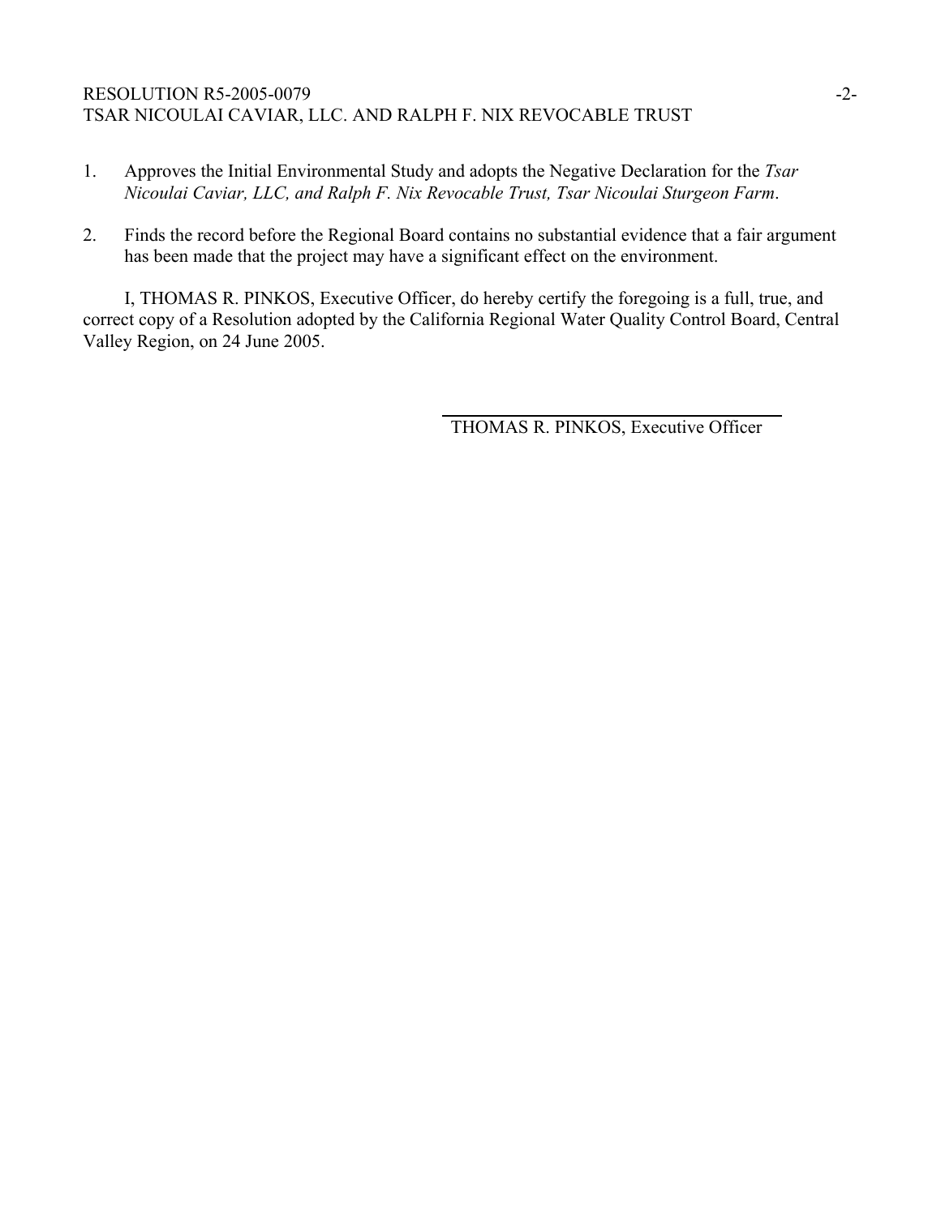1. Approves the Initial Environmental Study and adopts the Negative Declaration for the *Tsar Nicoulai Caviar, LLC, and Ralph F. Nix Revocable Trust, Tsar Nicoulai Sturgeon Farm*.

2. Finds the record before the Regional Board contains no substantial evidence that a fair argument has been made that the project may have a significant effect on the environment.

I, THOMAS R. PINKOS, Executive Officer, do hereby certify the foregoing is a full, true, and correct copy of a Resolution adopted by the California Regional Water Quality Control Board, Central Valley Region, on 24 June 2005.

THOMAS R. PINKOS, Executive Officer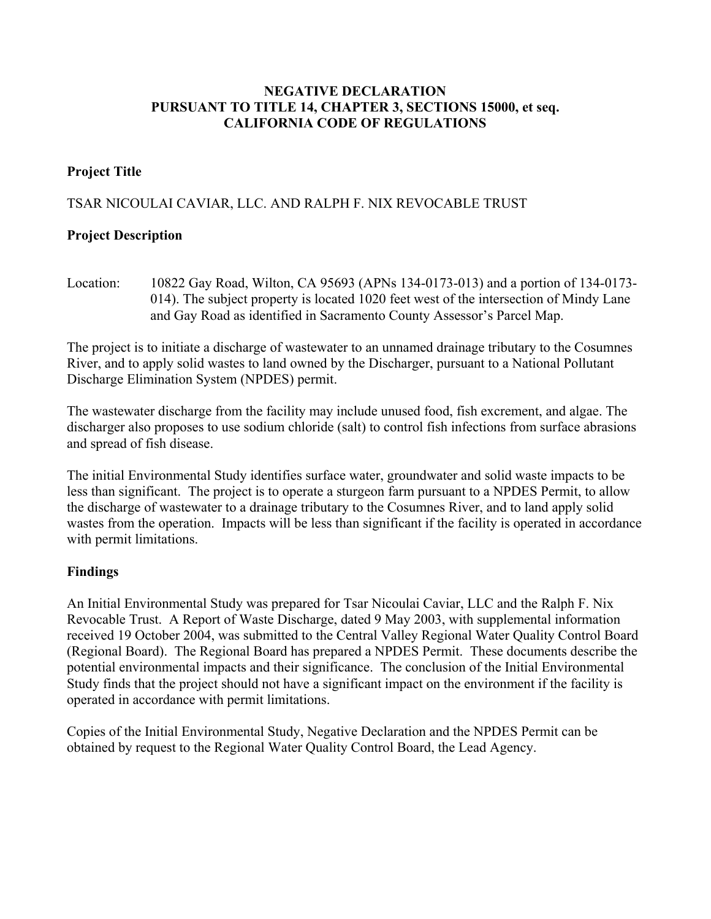**NEGATIVE DECLARATION**
**PURSUANT TO TITLE 14, CHAPTER 3, SECTIONS 15000, et seq.**
**CALIFORNIA CODE OF REGULATIONS**

### Project Title

TSAR NICOULAI CAVIAR, LLC. AND RALPH F. NIX REVOCABLE TRUST

### Project Description

Location: 10822 Gay Road, Wilton, CA 95693 (APNs 134-0173-013) and a portion of 134-0173-014). The subject property is located 1020 feet west of the intersection of Mindy Lane and Gay Road as identified in Sacramento County Assessor's Parcel Map.

The project is to initiate a discharge of wastewater to an unnamed drainage tributary to the Cosumnes River, and to apply solid wastes to land owned by the Discharger, pursuant to a National Pollutant Discharge Elimination System (NPDES) permit.

The wastewater discharge from the facility may include unused food, fish excrement, and algae. The discharger also proposes to use sodium chloride (salt) to control fish infections from surface abrasions and spread of fish disease.

The initial Environmental Study identifies surface water, groundwater and solid waste impacts to be less than significant. The project is to operate a sturgeon farm pursuant to a NPDES Permit, to allow the discharge of wastewater to a drainage tributary to the Cosumnes River, and to land apply solid wastes from the operation. Impacts will be less than significant if the facility is operated in accordance with permit limitations.

### Findings

An Initial Environmental Study was prepared for Tsar Nicoulai Caviar, LLC and the Ralph F. Nix Revocable Trust. A Report of Waste Discharge, dated 9 May 2003, with supplemental information received 19 October 2004, was submitted to the Central Valley Regional Water Quality Control Board (Regional Board). The Regional Board has prepared a NPDES Permit. These documents describe the potential environmental impacts and their significance. The conclusion of the Initial Environmental Study finds that the project should not have a significant impact on the environment if the facility is operated in accordance with permit limitations.

Copies of the Initial Environmental Study, Negative Declaration and the NPDES Permit can be obtained by request to the Regional Water Quality Control Board, the Lead Agency.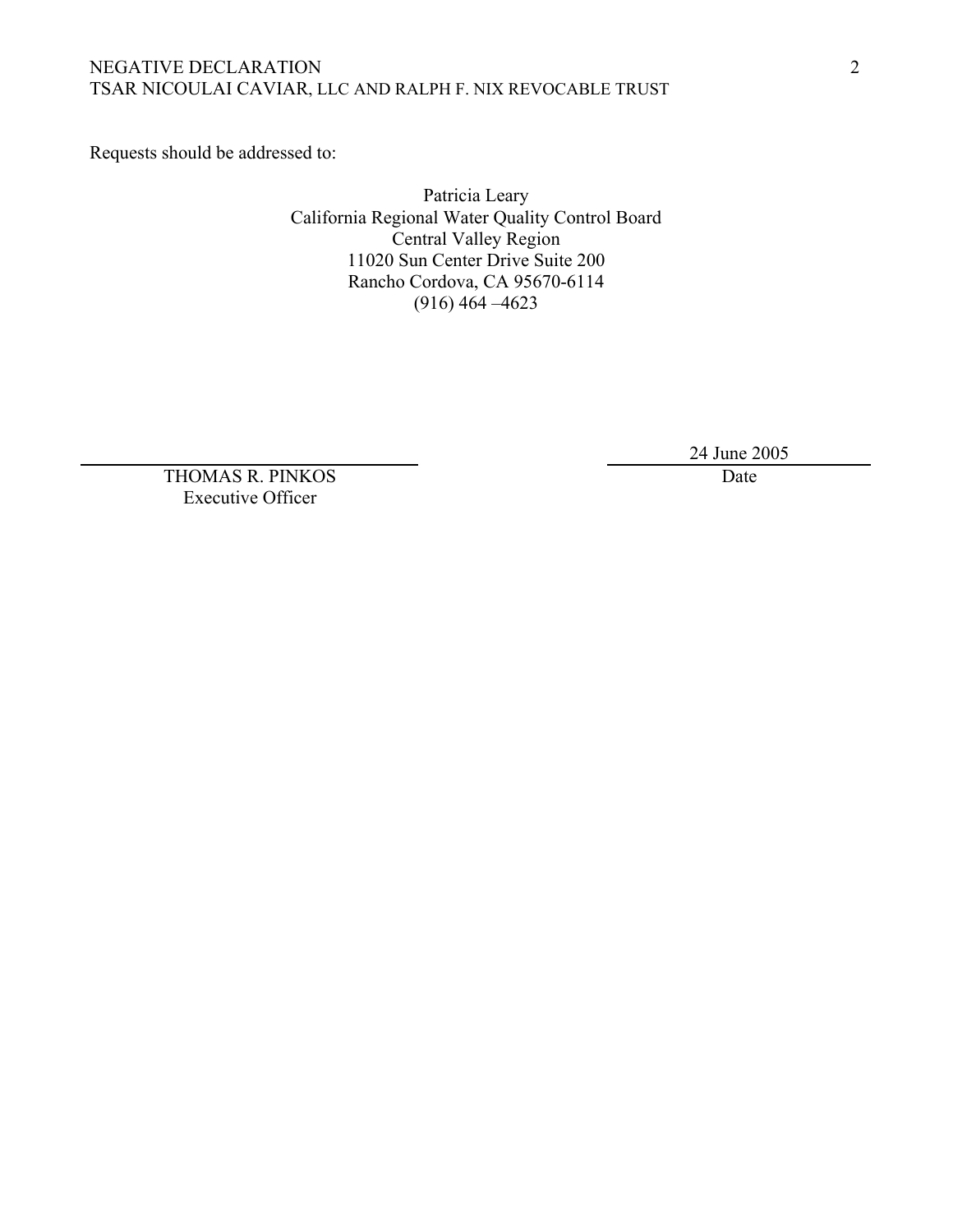Requests should be addressed to:

Patricia Leary
California Regional Water Quality Control Board
Central Valley Region
11020 Sun Center Drive Suite 200
Rancho Cordova, CA 95670-6114
(916) 464 –4623

\_\_\_\_\_\_\_\_\_\_\_\_\_\_\_\_\_\_\_\_\_\_\_\_\_\_\_\_\_\_\_\_
THOMAS R. PINKOS
Executive Officer

24 June 2005
\_\_\_\_\_\_\_\_\_\_\_\_\_\_\_\_\_\_\_\_
Date